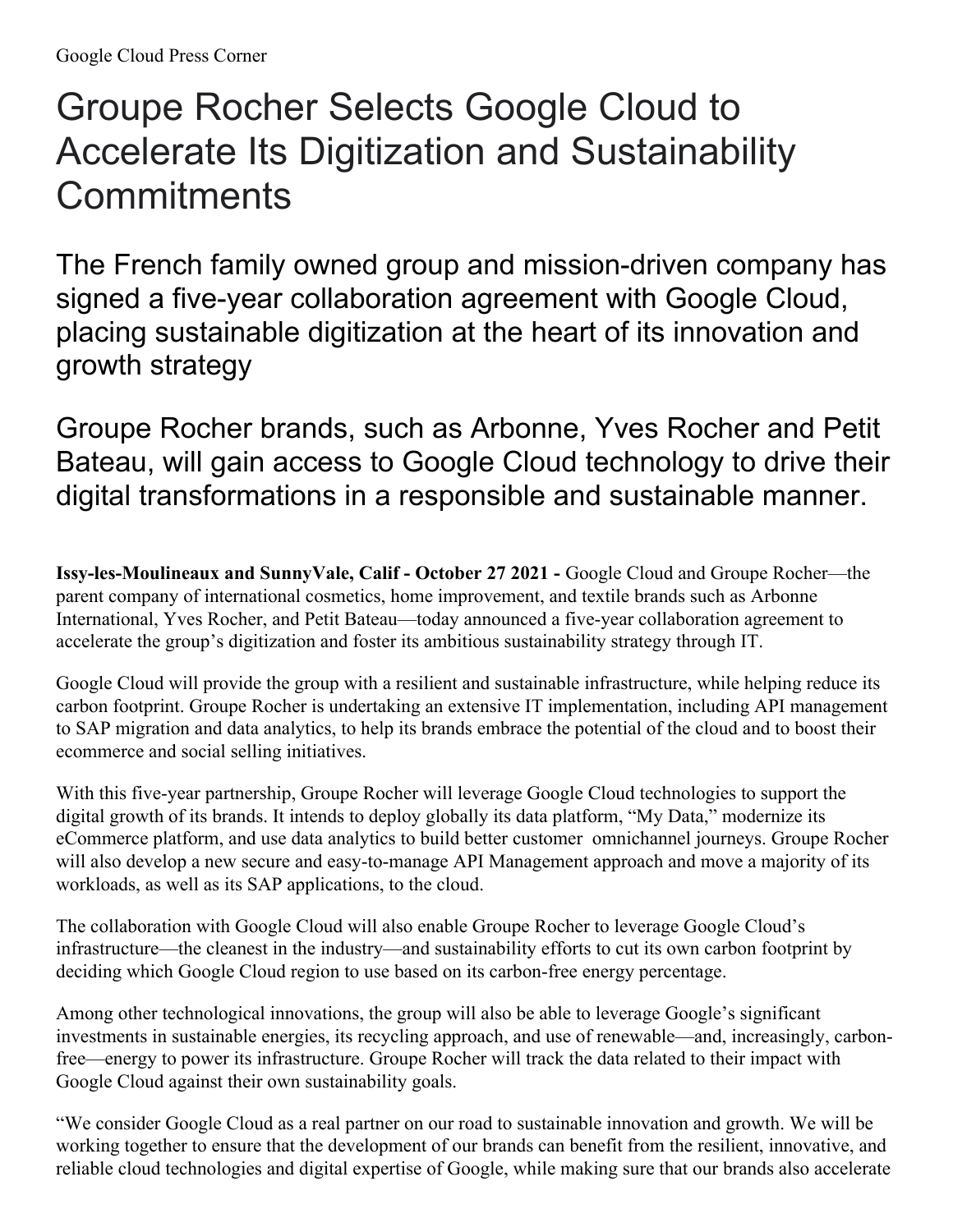Google Cloud Press Corner

# Groupe Rocher Selects Google Cloud to Accelerate Its Digitization and Sustainability Commitments

## The French family owned group and mission-driven company has signed a five-year collaboration agreement with Google Cloud, placing sustainable digitization at the heart of its innovation and growth strategy

## Groupe Rocher brands, such as Arbonne, Yves Rocher and Petit Bateau, will gain access to Google Cloud technology to drive their digital transformations in a responsible and sustainable manner.

**Issy-les-Moulineaux and SunnyVale, Calif - October 27 2021 -** Google Cloud and Groupe Rocher—the parent company of international cosmetics, home improvement, and textile brands such as Arbonne International, Yves Rocher, and Petit Bateau—today announced a five-year collaboration agreement to accelerate the group's digitization and foster its ambitious sustainability strategy through IT.

Google Cloud will provide the group with a resilient and sustainable infrastructure, while helping reduce its carbon footprint. Groupe Rocher is undertaking an extensive IT implementation, including API management to SAP migration and data analytics, to help its brands embrace the potential of the cloud and to boost their ecommerce and social selling initiatives.

With this five-year partnership, Groupe Rocher will leverage Google Cloud technologies to support the digital growth of its brands. It intends to deploy globally its data platform, "My Data," modernize its eCommerce platform, and use data analytics to build better customer omnichannel journeys. Groupe Rocher will also develop a new secure and easy-to-manage API Management approach and move a majority of its workloads, as well as its SAP applications, to the cloud.

The collaboration with Google Cloud will also enable Groupe Rocher to leverage Google Cloud's infrastructure—the cleanest in the industry—and sustainability efforts to cut its own carbon footprint by deciding which Google Cloud region to use based on its carbon-free energy percentage.

Among other technological innovations, the group will also be able to leverage Google's significant investments in sustainable energies, its recycling approach, and use of renewable—and, increasingly, carbon-free—energy to power its infrastructure. Groupe Rocher will track the data related to their impact with Google Cloud against their own sustainability goals.

"We consider Google Cloud as a real partner on our road to sustainable innovation and growth. We will be working together to ensure that the development of our brands can benefit from the resilient, innovative, and reliable cloud technologies and digital expertise of Google, while making sure that our brands also accelerate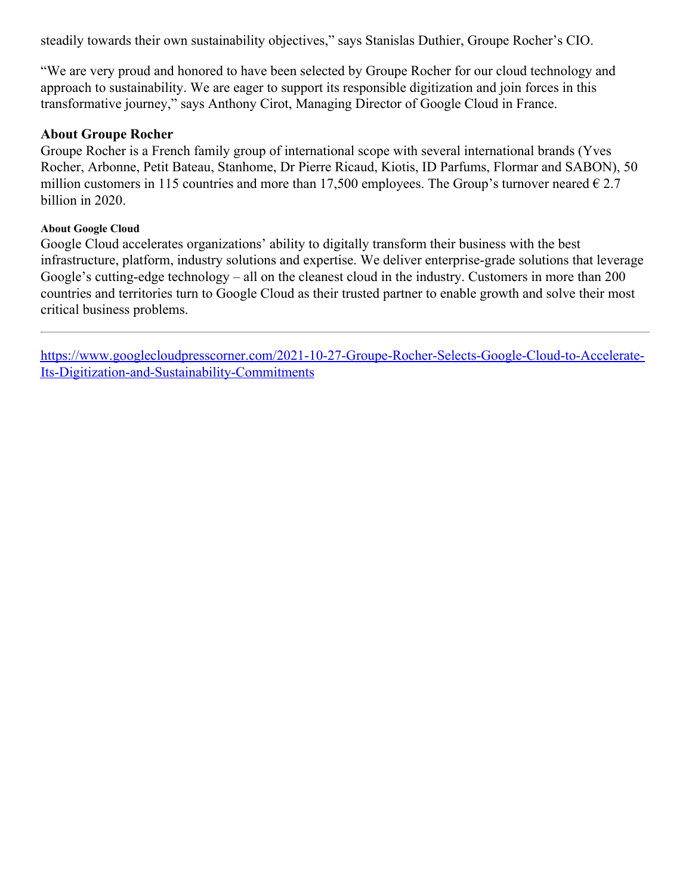steadily towards their own sustainability objectives," says Stanislas Duthier, Groupe Rocher's CIO.

"We are very proud and honored to have been selected by Groupe Rocher for our cloud technology and approach to sustainability. We are eager to support its responsible digitization and join forces in this transformative journey," says Anthony Cirot, Managing Director of Google Cloud in France.

## About Groupe Rocher

Groupe Rocher is a French family group of international scope with several international brands (Yves Rocher, Arbonne, Petit Bateau, Stanhome, Dr Pierre Ricaud, Kiotis, ID Parfums, Flormar and SABON), 50 million customers in 115 countries and more than 17,500 employees. The Group's turnover neared € 2.7 billion in 2020.

### About Google Cloud

Google Cloud accelerates organizations' ability to digitally transform their business with the best infrastructure, platform, industry solutions and expertise. We deliver enterprise-grade solutions that leverage Google's cutting-edge technology – all on the cleanest cloud in the industry. Customers in more than 200 countries and territories turn to Google Cloud as their trusted partner to enable growth and solve their most critical business problems.

---

https://www.googlecloudpresscorner.com/2021-10-27-Groupe-Rocher-Selects-Google-Cloud-to-Accelerate-Its-Digitization-and-Sustainability-Commitments